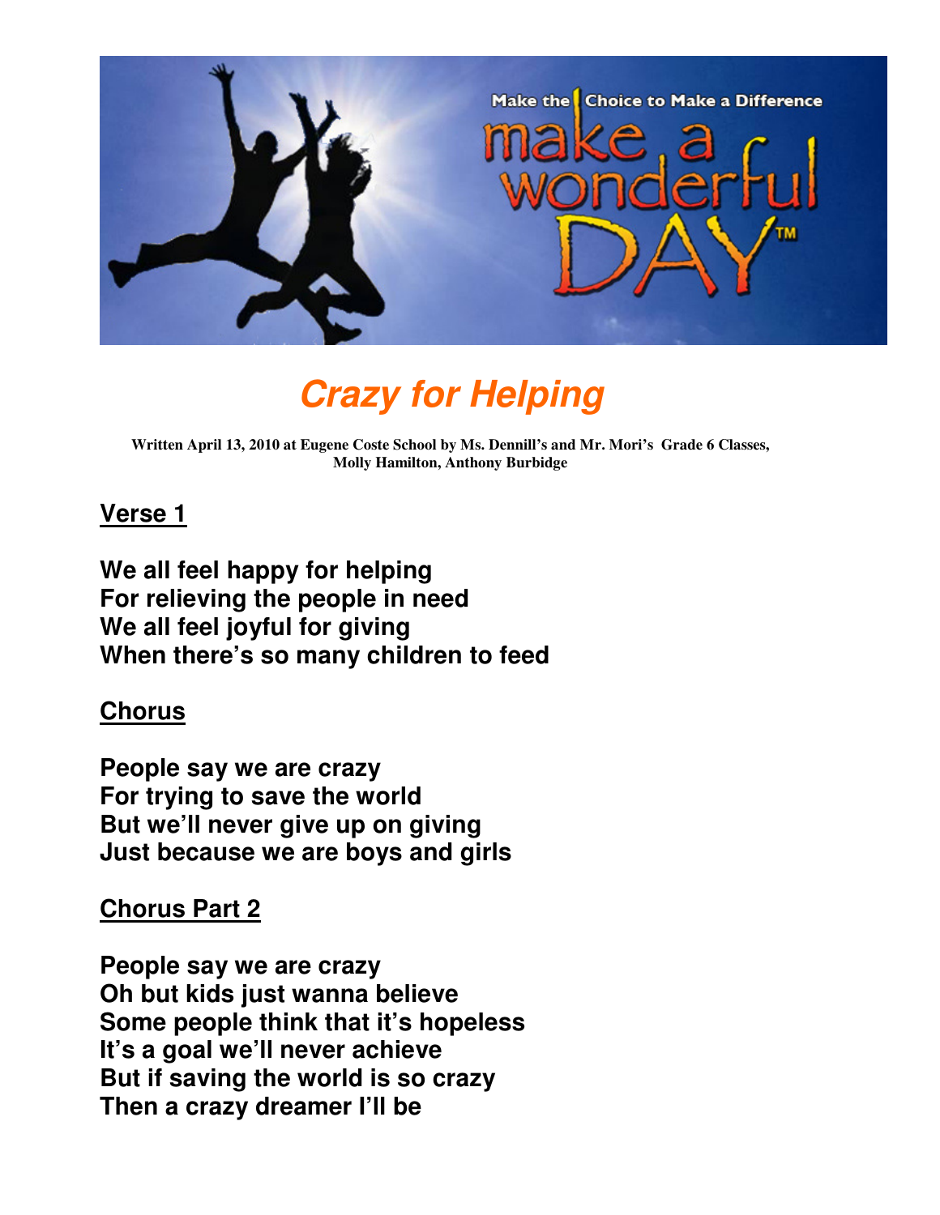# Crazy for Helping

**Written April 13, 2010 at Eugene Coste School by Ms. Dennill's and Mr. Mori's Grade 6 Classes, Molly Hamilton, Anthony Burbidge**

## Verse 1

**We all feel happy for helping**
**For relieving the people in need**
**We all feel joyful for giving**
**When there's so many children to feed**

## Chorus

**People say we are crazy**
**For trying to save the world**
**But we'll never give up on giving**
**Just because we are boys and girls**

## Chorus Part 2

**People say we are crazy**
**Oh but kids just wanna believe**
**Some people think that it's hopeless**
**It's a goal we'll never achieve**
**But if saving the world is so crazy**
**Then a crazy dreamer I'll be**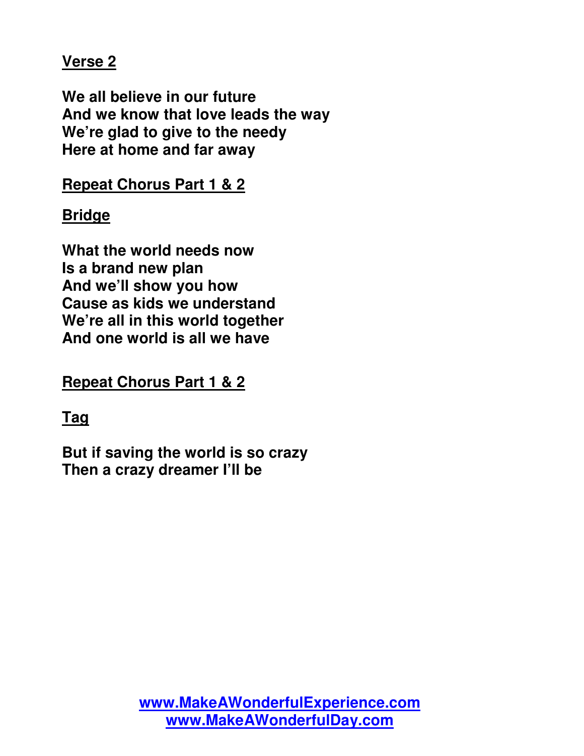**Verse 2**

**We all believe in our future**
**And we know that love leads the way**
**We're glad to give to the needy**
**Here at home and far away**

**Repeat Chorus Part 1 & 2**

**Bridge**

**What the world needs now**
**Is a brand new plan**
**And we'll show you how**
**Cause as kids we understand**
**We're all in this world together**
**And one world is all we have**

**Repeat Chorus Part 1 & 2**

**Tag**

**But if saving the world is so crazy**
**Then a crazy dreamer I'll be**

**www.MakeAWonderfulExperience.com**
**www.MakeAWonderfulDay.com**